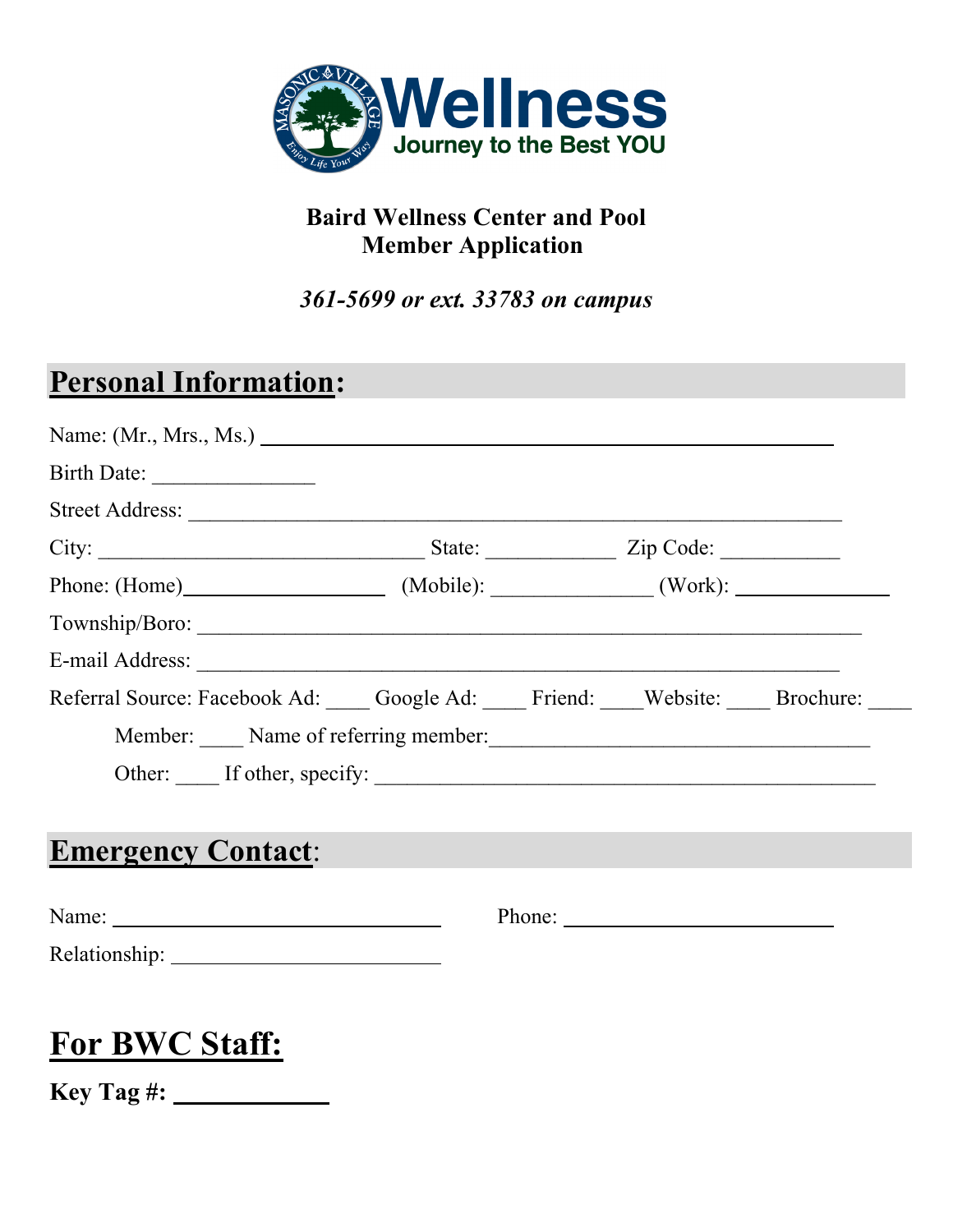**Baird Wellness Center and Pool**
**Member Application**

*361-5699 or ext. 33783 on campus*

## Personal Information:

Name: (Mr., Mrs., Ms.) ________________________________________________

Birth Date: _______________

Street Address: ___________________________________________________________

City: ______________________________ State: ____________ Zip Code: ___________

Phone: (Home)___________________ (Mobile): _______________ (Work): ______________

Township/Boro: ____________________________________________________________

E-mail Address: ___________________________________________________________

Referral Source: Facebook Ad: ____ Google Ad: ____ Friend: ____Website: ____ Brochure: ____

Member: ____ Name of referring member:___________________________________

Other: ____ If other, specify: ______________________________________________

## Emergency Contact:

Name: ______________________________ Phone: _________________________

Relationship: _________________________

## For BWC Staff:

**Key Tag #: ____________**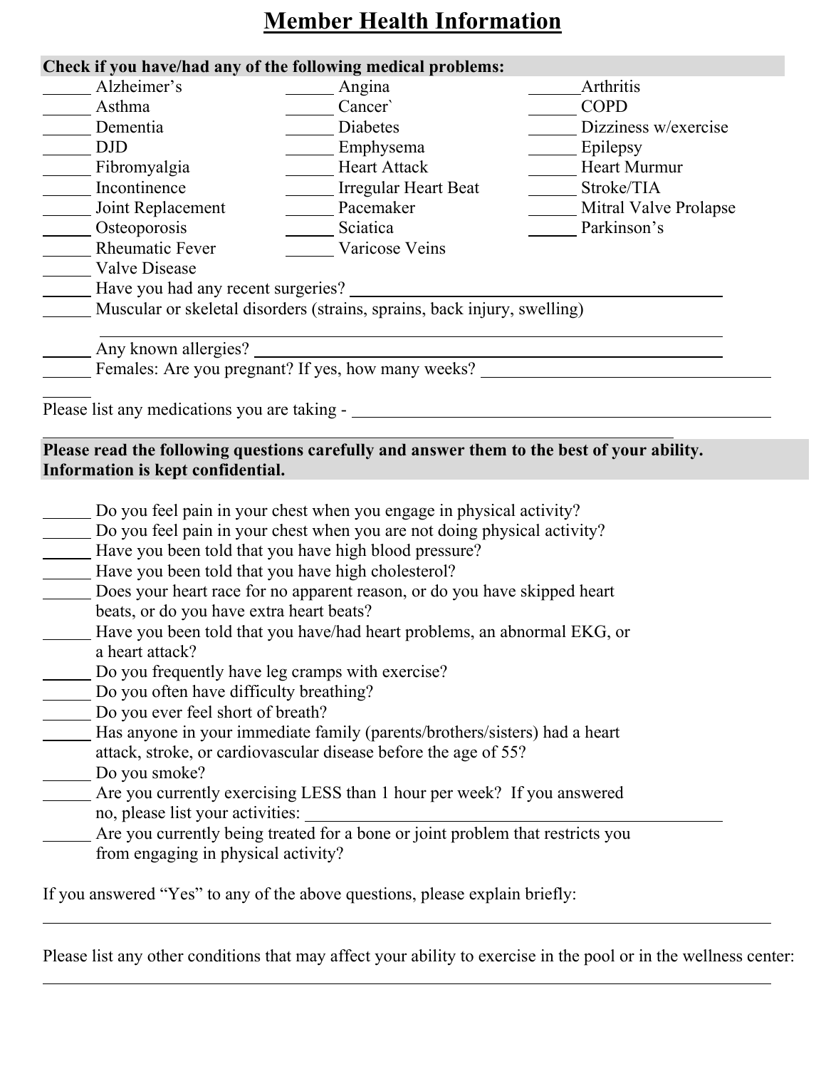# Member Health Information

**Check if you have/had any of the following medical problems:**

| | | |
|---|---|---|
| ______ Alzheimer's | ______ Angina | ______ Arthritis |
| ______ Asthma | ______ Cancer` | ______ COPD |
| ______ Dementia | ______ Diabetes | ______ Dizziness w/exercise |
| ______ DJD | ______ Emphysema | ______ Epilepsy |
| ______ Fibromyalgia | ______ Heart Attack | ______ Heart Murmur |
| ______ Incontinence | ______ Irregular Heart Beat | ______ Stroke/TIA |
| ______ Joint Replacement | ______ Pacemaker | ______ Mitral Valve Prolapse |
| ______ Osteoporosis | ______ Sciatica | ______ Parkinson's |
| ______ Rheumatic Fever | ______ Varicose Veins | |
| ______ Valve Disease | | |

______ Have you had any recent surgeries? ______________________________

______ Muscular or skeletal disorders (strains, sprains, back injury, swelling)

______________________________________________________________

______ Any known allergies? ______________________________

______ Females: Are you pregnant? If yes, how many weeks? ______________________________

______

Please list any medications you are taking - ______________________________

______________________________________________________________

**Please read the following questions carefully and answer them to the best of your ability. Information is kept confidential.**

______ Do you feel pain in your chest when you engage in physical activity?

______ Do you feel pain in your chest when you are not doing physical activity?

______ Have you been told that you have high blood pressure?

______ Have you been told that you have high cholesterol?

______ Does your heart race for no apparent reason, or do you have skipped heart beats, or do you have extra heart beats?

______ Have you been told that you have/had heart problems, an abnormal EKG, or a heart attack?

______ Do you frequently have leg cramps with exercise?

______ Do you often have difficulty breathing?

______ Do you ever feel short of breath?

______ Has anyone in your immediate family (parents/brothers/sisters) had a heart attack, stroke, or cardiovascular disease before the age of 55?

______ Do you smoke?

______ Are you currently exercising LESS than 1 hour per week? If you answered no, please list your activities: ______________________________

______ Are you currently being treated for a bone or joint problem that restricts you from engaging in physical activity?

If you answered "Yes" to any of the above questions, please explain briefly:

______________________________________________________________

Please list any other conditions that may affect your ability to exercise in the pool or in the wellness center:

______________________________________________________________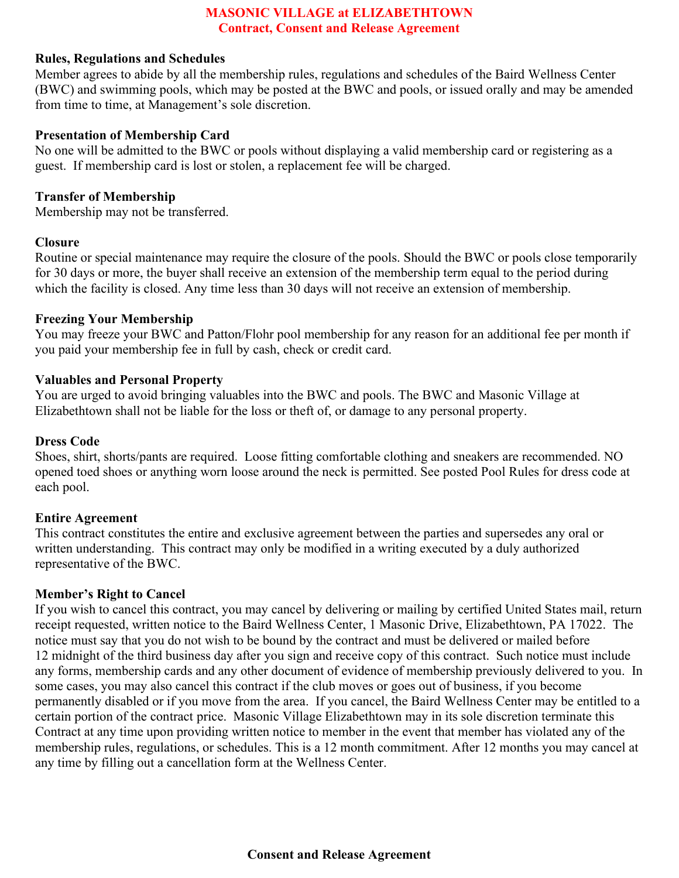# MASONIC VILLAGE at ELIZABETHTOWN
## Contract, Consent and Release Agreement

**Rules, Regulations and Schedules**

Member agrees to abide by all the membership rules, regulations and schedules of the Baird Wellness Center (BWC) and swimming pools, which may be posted at the BWC and pools, or issued orally and may be amended from time to time, at Management's sole discretion.

**Presentation of Membership Card**

No one will be admitted to the BWC or pools without displaying a valid membership card or registering as a guest. If membership card is lost or stolen, a replacement fee will be charged.

**Transfer of Membership**

Membership may not be transferred.

**Closure**

Routine or special maintenance may require the closure of the pools. Should the BWC or pools close temporarily for 30 days or more, the buyer shall receive an extension of the membership term equal to the period during which the facility is closed. Any time less than 30 days will not receive an extension of membership.

**Freezing Your Membership**

You may freeze your BWC and Patton/Flohr pool membership for any reason for an additional fee per month if you paid your membership fee in full by cash, check or credit card.

**Valuables and Personal Property**

You are urged to avoid bringing valuables into the BWC and pools. The BWC and Masonic Village at Elizabethtown shall not be liable for the loss or theft of, or damage to any personal property.

**Dress Code**

Shoes, shirt, shorts/pants are required. Loose fitting comfortable clothing and sneakers are recommended. NO opened toed shoes or anything worn loose around the neck is permitted. See posted Pool Rules for dress code at each pool.

**Entire Agreement**

This contract constitutes the entire and exclusive agreement between the parties and supersedes any oral or written understanding. This contract may only be modified in a writing executed by a duly authorized representative of the BWC.

**Member's Right to Cancel**

If you wish to cancel this contract, you may cancel by delivering or mailing by certified United States mail, return receipt requested, written notice to the Baird Wellness Center, 1 Masonic Drive, Elizabethtown, PA 17022. The notice must say that you do not wish to be bound by the contract and must be delivered or mailed before 12 midnight of the third business day after you sign and receive copy of this contract. Such notice must include any forms, membership cards and any other document of evidence of membership previously delivered to you. In some cases, you may also cancel this contract if the club moves or goes out of business, if you become permanently disabled or if you move from the area. If you cancel, the Baird Wellness Center may be entitled to a certain portion of the contract price. Masonic Village Elizabethtown may in its sole discretion terminate this Contract at any time upon providing written notice to member in the event that member has violated any of the membership rules, regulations, or schedules. This is a 12 month commitment. After 12 months you may cancel at any time by filling out a cancellation form at the Wellness Center.

**Consent and Release Agreement**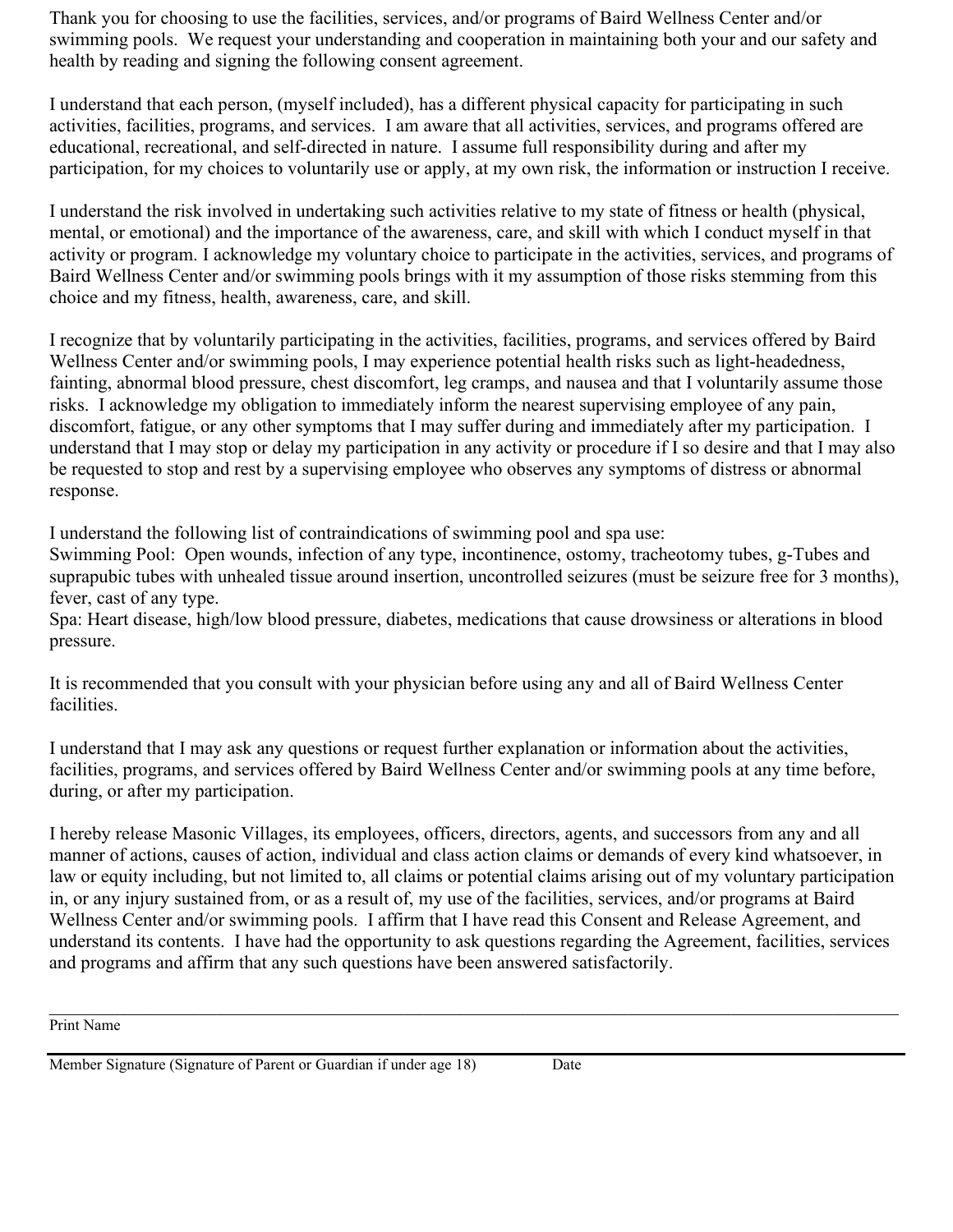Thank you for choosing to use the facilities, services, and/or programs of Baird Wellness Center and/or swimming pools. We request your understanding and cooperation in maintaining both your and our safety and health by reading and signing the following consent agreement.

I understand that each person, (myself included), has a different physical capacity for participating in such activities, facilities, programs, and services. I am aware that all activities, services, and programs offered are educational, recreational, and self-directed in nature. I assume full responsibility during and after my participation, for my choices to voluntarily use or apply, at my own risk, the information or instruction I receive.

I understand the risk involved in undertaking such activities relative to my state of fitness or health (physical, mental, or emotional) and the importance of the awareness, care, and skill with which I conduct myself in that activity or program. I acknowledge my voluntary choice to participate in the activities, services, and programs of Baird Wellness Center and/or swimming pools brings with it my assumption of those risks stemming from this choice and my fitness, health, awareness, care, and skill.

I recognize that by voluntarily participating in the activities, facilities, programs, and services offered by Baird Wellness Center and/or swimming pools, I may experience potential health risks such as light-headedness, fainting, abnormal blood pressure, chest discomfort, leg cramps, and nausea and that I voluntarily assume those risks. I acknowledge my obligation to immediately inform the nearest supervising employee of any pain, discomfort, fatigue, or any other symptoms that I may suffer during and immediately after my participation. I understand that I may stop or delay my participation in any activity or procedure if I so desire and that I may also be requested to stop and rest by a supervising employee who observes any symptoms of distress or abnormal response.

I understand the following list of contraindications of swimming pool and spa use:
Swimming Pool: Open wounds, infection of any type, incontinence, ostomy, tracheotomy tubes, g-Tubes and suprapubic tubes with unhealed tissue around insertion, uncontrolled seizures (must be seizure free for 3 months), fever, cast of any type.
Spa: Heart disease, high/low blood pressure, diabetes, medications that cause drowsiness or alterations in blood pressure.

It is recommended that you consult with your physician before using any and all of Baird Wellness Center facilities.

I understand that I may ask any questions or request further explanation or information about the activities, facilities, programs, and services offered by Baird Wellness Center and/or swimming pools at any time before, during, or after my participation.

I hereby release Masonic Villages, its employees, officers, directors, agents, and successors from any and all manner of actions, causes of action, individual and class action claims or demands of every kind whatsoever, in law or equity including, but not limited to, all claims or potential claims arising out of my voluntary participation in, or any injury sustained from, or as a result of, my use of the facilities, services, and/or programs at Baird Wellness Center and/or swimming pools. I affirm that I have read this Consent and Release Agreement, and understand its contents. I have had the opportunity to ask questions regarding the Agreement, facilities, services and programs and affirm that any such questions have been answered satisfactorily.

______________________________________________________________________________

Print Name

______________________________________________________________________________

Member Signature (Signature of Parent or Guardian if under age 18) Date